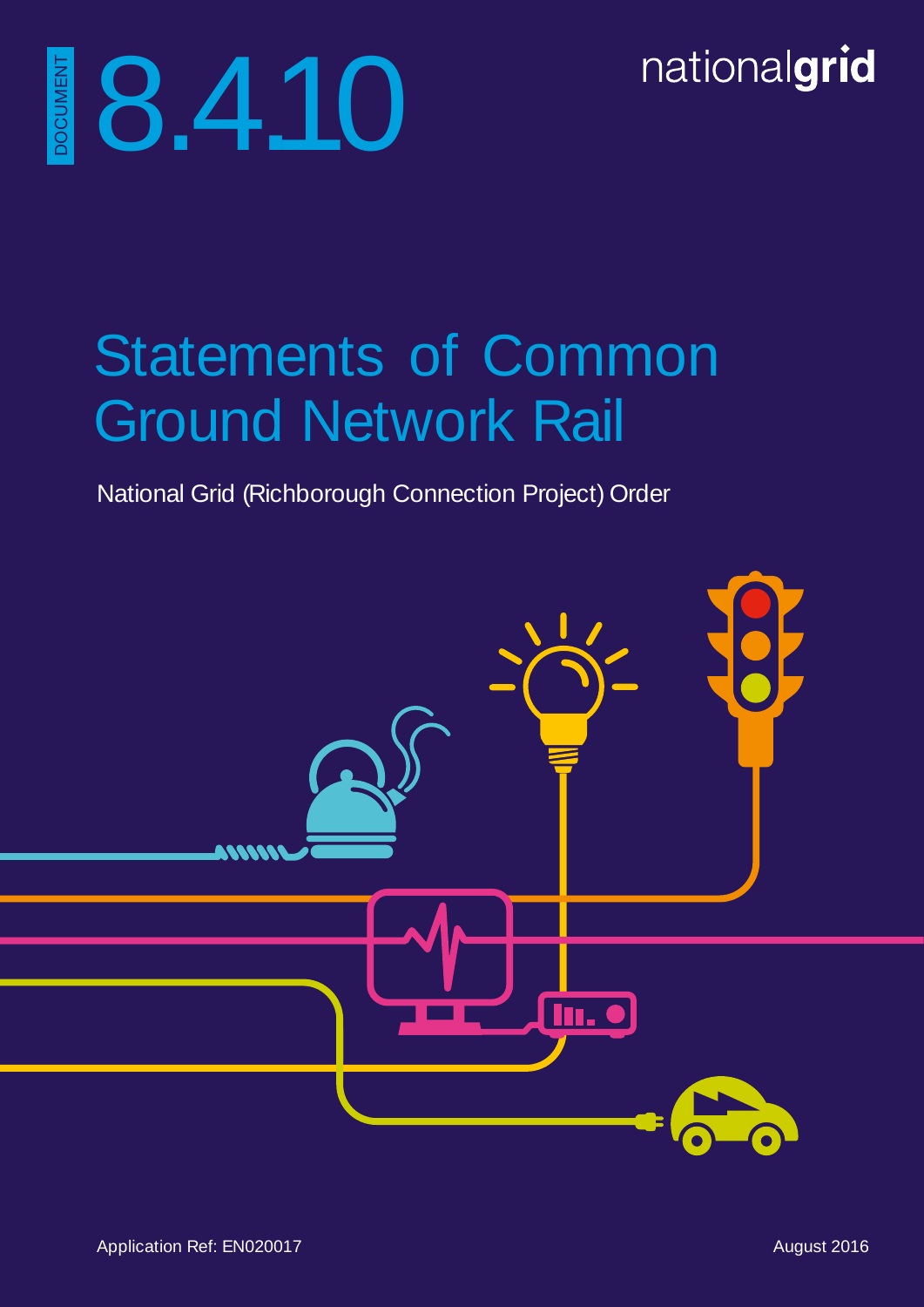DOCUMENT 8.4.10

nationalgrid

# Statements of Common Ground Network Rail

National Grid (Richborough Connection Project) Order

Application Ref: EN020017

August 2016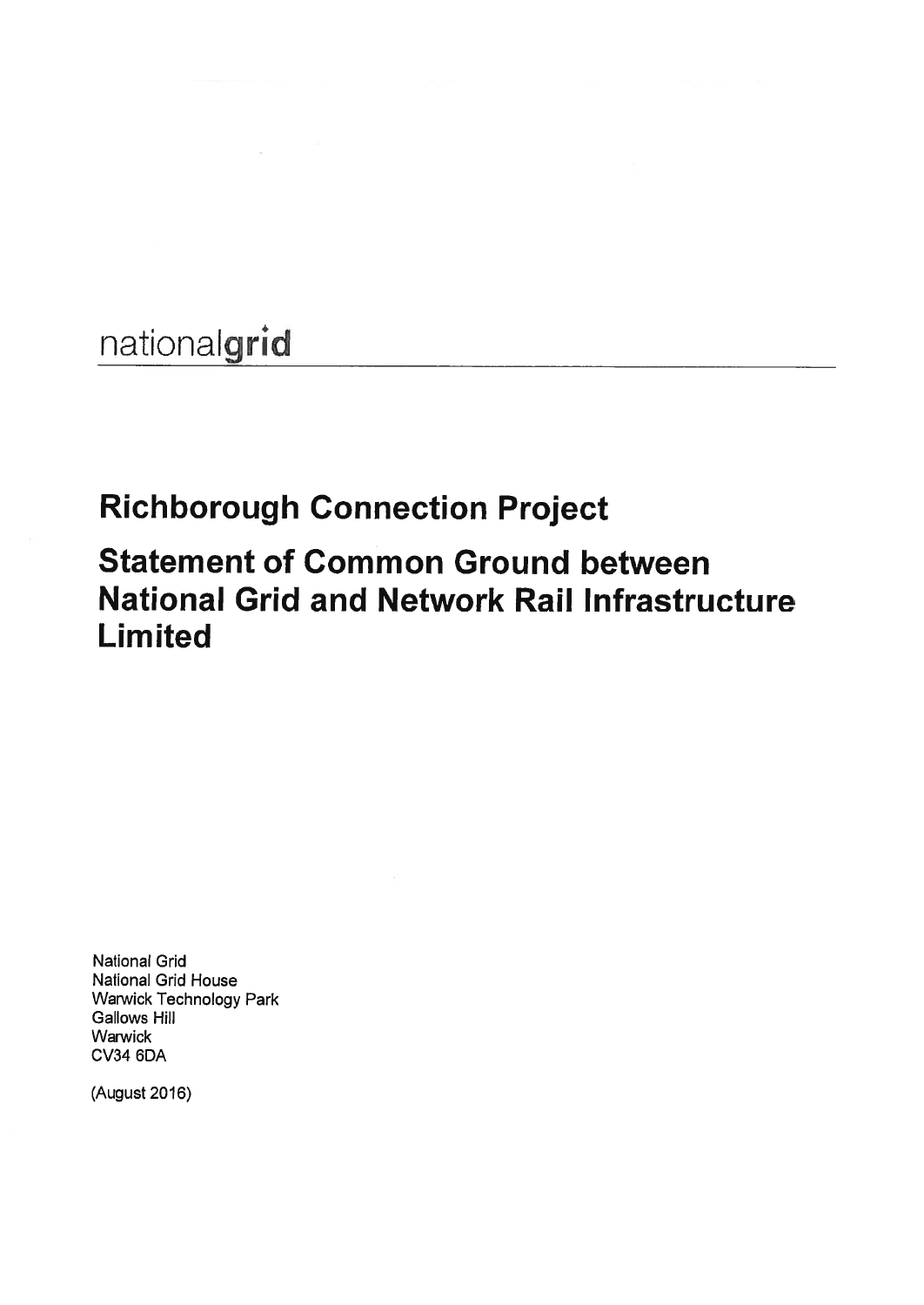nationalgrid

# Richborough Connection Project

# Statement of Common Ground between National Grid and Network Rail Infrastructure Limited

National Grid
National Grid House
Warwick Technology Park
Gallows Hill
Warwick
CV34 6DA

(August 2016)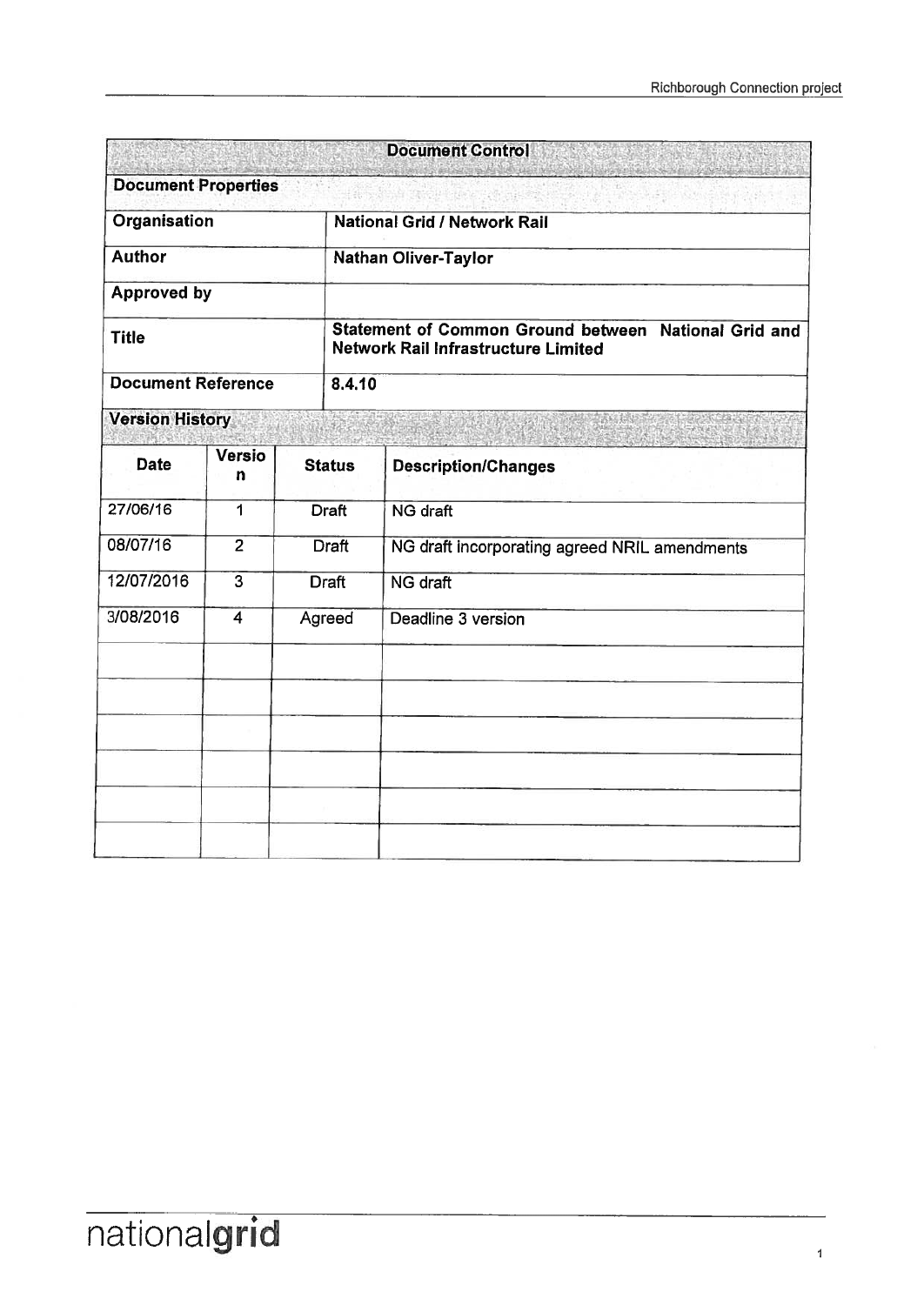| Document Control | | | |
|---|---|---|---|
| **Document Properties** | | | |
| **Organisation** | | **National Grid / Network Rail** | |
| **Author** | | **Nathan Oliver-Taylor** | |
| **Approved by** | | | |
| **Title** | | **Statement of Common Ground between National Grid and Network Rail Infrastructure Limited** | |
| **Document Reference** | | **8.4.10** | |

**Version History**

| Date | Version | Status | Description/Changes |
|---|---|---|---|
| 27/06/16 | 1 | Draft | NG draft |
| 08/07/16 | 2 | Draft | NG draft incorporating agreed NRIL amendments |
| 12/07/2016 | 3 | Draft | NG draft |
| 3/08/2016 | 4 | Agreed | Deadline 3 version |
| | | | |
| | | | |
| | | | |
| | | | |
| | | | |
| | | | |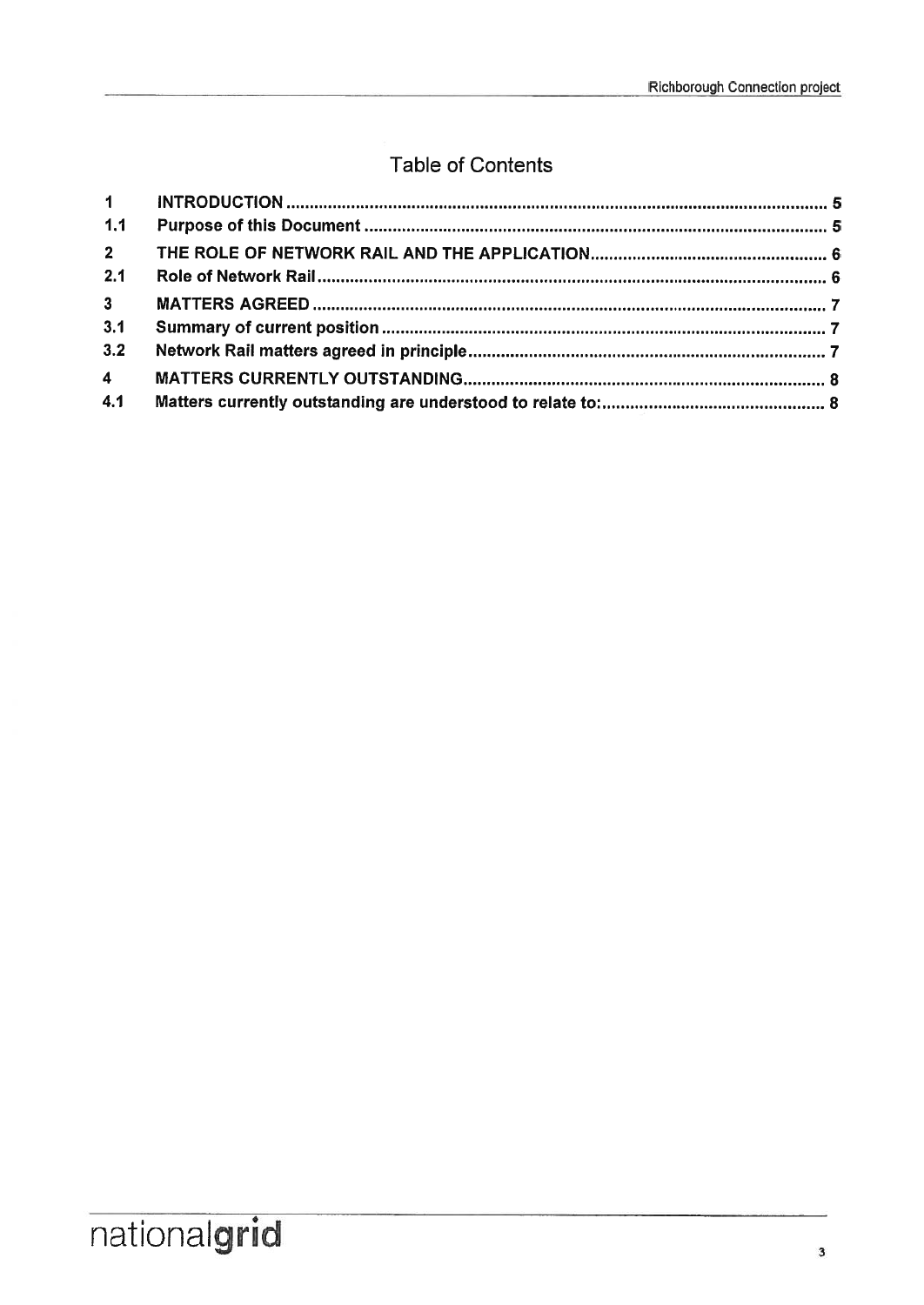# Table of Contents

| | | |
|---|---|---|
| **1** | **INTRODUCTION** | **5** |
| **1.1** | **Purpose of this Document** | **5** |
| **2** | **THE ROLE OF NETWORK RAIL AND THE APPLICATION** | **6** |
| **2.1** | **Role of Network Rail** | **6** |
| **3** | **MATTERS AGREED** | **7** |
| **3.1** | **Summary of current position** | **7** |
| **3.2** | **Network Rail matters agreed in principle** | **7** |
| **4** | **MATTERS CURRENTLY OUTSTANDING** | **8** |
| **4.1** | **Matters currently outstanding are understood to relate to:** | **8** |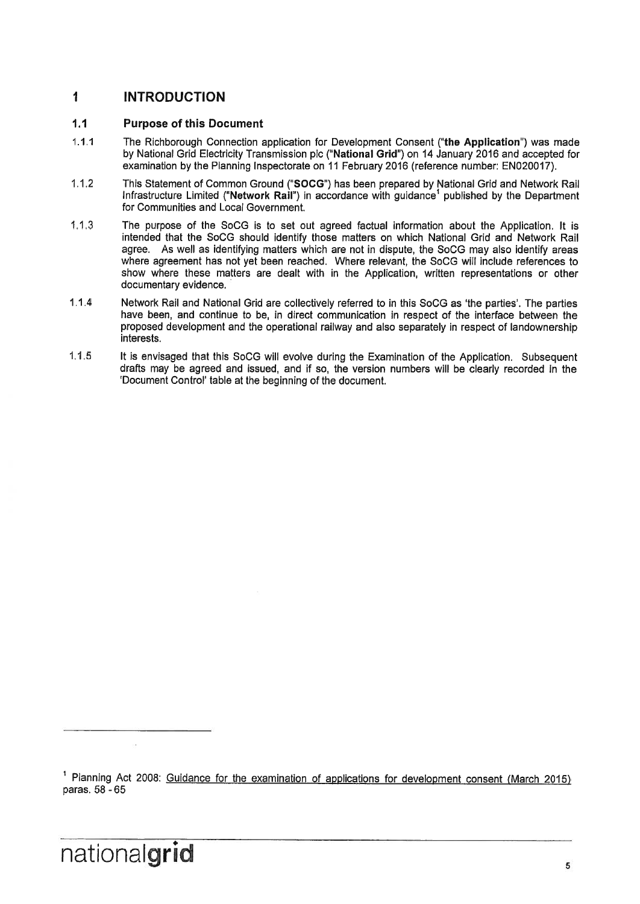# 1 INTRODUCTION

## 1.1 Purpose of this Document

1.1.1 The Richborough Connection application for Development Consent ("**the Application**") was made by National Grid Electricity Transmission plc ("**National Grid**") on 14 January 2016 and accepted for examination by the Planning Inspectorate on 11 February 2016 (reference number: EN020017).

1.1.2 This Statement of Common Ground ("**SOCG**") has been prepared by National Grid and Network Rail Infrastructure Limited ("**Network Rail**") in accordance with guidance[1] published by the Department for Communities and Local Government.

1.1.3 The purpose of the SoCG is to set out agreed factual information about the Application. It is intended that the SoCG should identify those matters on which National Grid and Network Rail agree. As well as identifying matters which are not in dispute, the SoCG may also identify areas where agreement has not yet been reached. Where relevant, the SoCG will include references to show where these matters are dealt with in the Application, written representations or other documentary evidence.

1.1.4 Network Rail and National Grid are collectively referred to in this SoCG as 'the parties'. The parties have been, and continue to be, in direct communication in respect of the interface between the proposed development and the operational railway and also separately in respect of landownership interests.

1.1.5 It is envisaged that this SoCG will evolve during the Examination of the Application. Subsequent drafts may be agreed and issued, and if so, the version numbers will be clearly recorded in the 'Document Control' table at the beginning of the document.

---

[1] Planning Act 2008: Guidance for the examination of applications for development consent (March 2015) paras. 58 - 65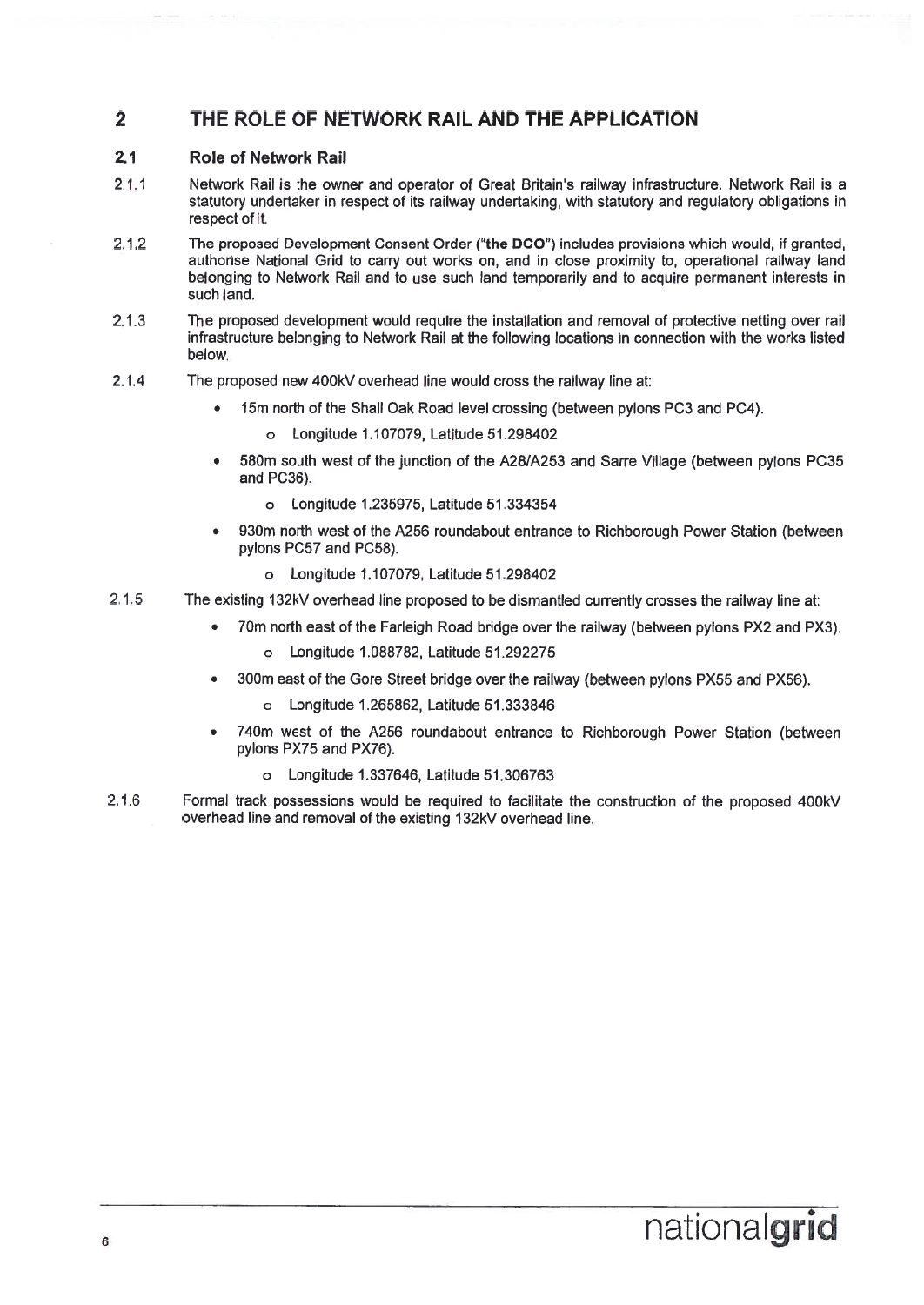## 2 THE ROLE OF NETWORK RAIL AND THE APPLICATION

### 2.1 Role of Network Rail

2.1.1 Network Rail is the owner and operator of Great Britain's railway infrastructure. Network Rail is a statutory undertaker in respect of its railway undertaking, with statutory and regulatory obligations in respect of it.

2.1.2 The proposed Development Consent Order ("**the DCO**") includes provisions which would, if granted, authorise National Grid to carry out works on, and in close proximity to, operational railway land belonging to Network Rail and to use such land temporarily and to acquire permanent interests in such land.

2.1.3 The proposed development would require the installation and removal of protective netting over rail infrastructure belonging to Network Rail at the following locations in connection with the works listed below.

2.1.4 The proposed new 400kV overhead line would cross the railway line at:

- 15m north of the Shall Oak Road level crossing (between pylons PC3 and PC4).
  - Longitude 1.107079, Latitude 51.298402
- 580m south west of the junction of the A28/A253 and Sarre Village (between pylons PC35 and PC36).
  - Longitude 1.235975, Latitude 51.334354
- 930m north west of the A256 roundabout entrance to Richborough Power Station (between pylons PC57 and PC58).
  - Longitude 1.107079, Latitude 51.298402

2.1.5 The existing 132kV overhead line proposed to be dismantled currently crosses the railway line at:

- 70m north east of the Farleigh Road bridge over the railway (between pylons PX2 and PX3).
  - Longitude 1.088782, Latitude 51.292275
- 300m east of the Gore Street bridge over the railway (between pylons PX55 and PX56).
  - Longitude 1.265862, Latitude 51.333846
- 740m west of the A256 roundabout entrance to Richborough Power Station (between pylons PX75 and PX76).
  - Longitude 1.337646, Latitude 51.306763

2.1.6 Formal track possessions would be required to facilitate the construction of the proposed 400kV overhead line and removal of the existing 132kV overhead line.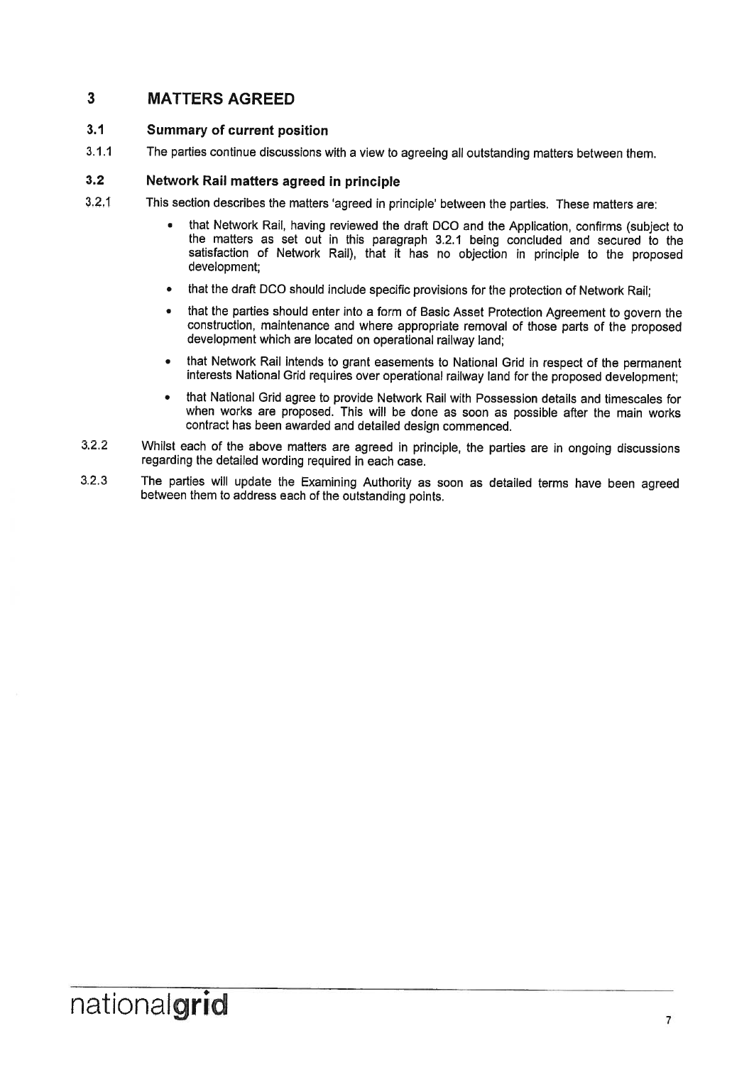# 3 MATTERS AGREED

## 3.1 Summary of current position

3.1.1 The parties continue discussions with a view to agreeing all outstanding matters between them.

## 3.2 Network Rail matters agreed in principle

3.2.1 This section describes the matters 'agreed in principle' between the parties. These matters are:

- that Network Rail, having reviewed the draft DCO and the Application, confirms (subject to the matters as set out in this paragraph 3.2.1 being concluded and secured to the satisfaction of Network Rail), that it has no objection in principle to the proposed development;
- that the draft DCO should include specific provisions for the protection of Network Rail;
- that the parties should enter into a form of Basic Asset Protection Agreement to govern the construction, maintenance and where appropriate removal of those parts of the proposed development which are located on operational railway land;
- that Network Rail intends to grant easements to National Grid in respect of the permanent interests National Grid requires over operational railway land for the proposed development;
- that National Grid agree to provide Network Rail with Possession details and timescales for when works are proposed. This will be done as soon as possible after the main works contract has been awarded and detailed design commenced.

3.2.2 Whilst each of the above matters are agreed in principle, the parties are in ongoing discussions regarding the detailed wording required in each case.

3.2.3 The parties will update the Examining Authority as soon as detailed terms have been agreed between them to address each of the outstanding points.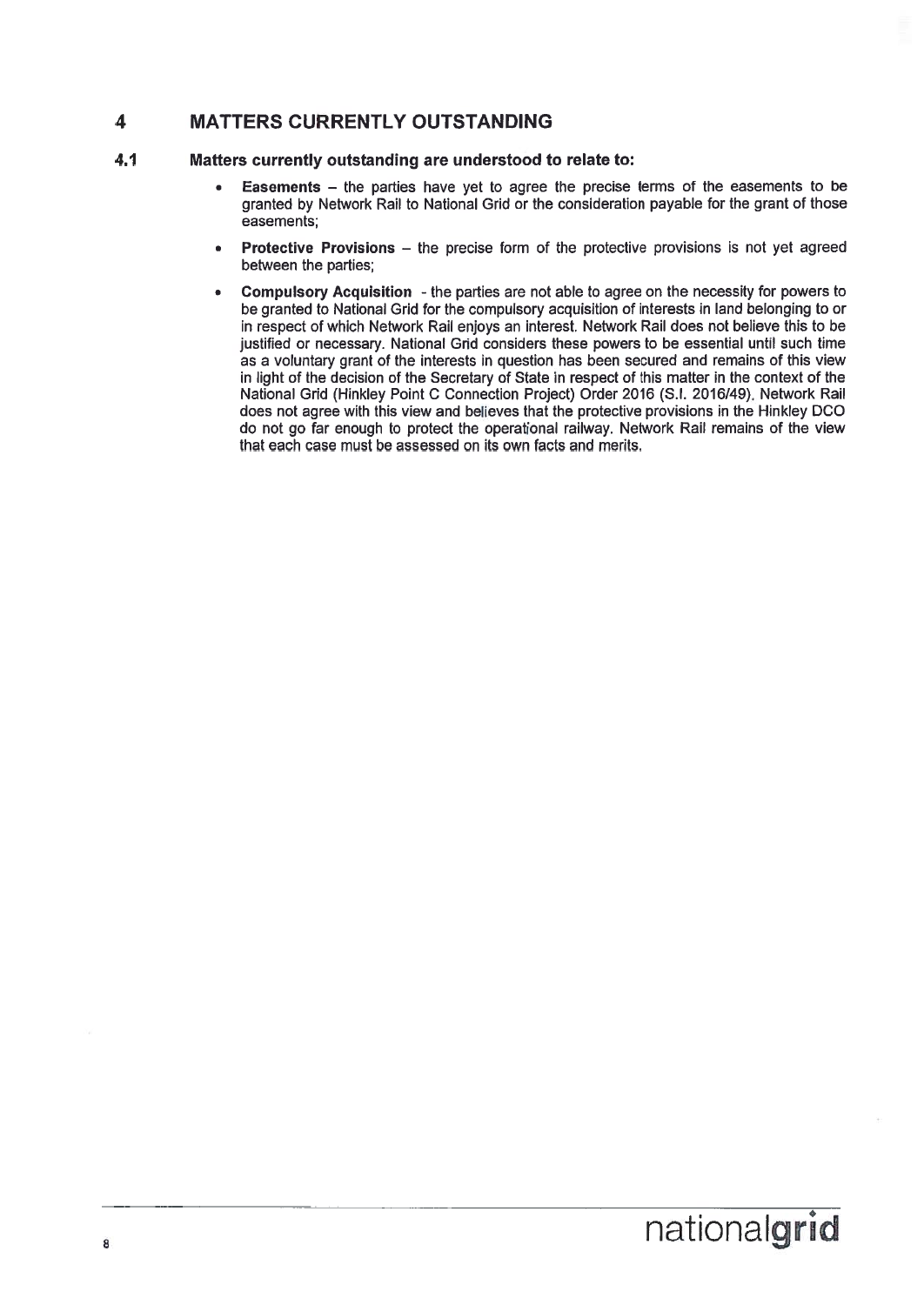## 4 MATTERS CURRENTLY OUTSTANDING

### 4.1 Matters currently outstanding are understood to relate to:

- **Easements** – the parties have yet to agree the precise terms of the easements to be granted by Network Rail to National Grid or the consideration payable for the grant of those easements;
- **Protective Provisions** – the precise form of the protective provisions is not yet agreed between the parties;
- **Compulsory Acquisition** - the parties are not able to agree on the necessity for powers to be granted to National Grid for the compulsory acquisition of interests in land belonging to or in respect of which Network Rail enjoys an interest. Network Rail does not believe this to be justified or necessary. National Grid considers these powers to be essential until such time as a voluntary grant of the interests in question has been secured and remains of this view in light of the decision of the Secretary of State in respect of this matter in the context of the National Grid (Hinkley Point C Connection Project) Order 2016 (S.I. 2016/49). Network Rail does not agree with this view and believes that the protective provisions in the Hinkley DCO do not go far enough to protect the operational railway. Network Rail remains of the view that each case must be assessed on its own facts and merits.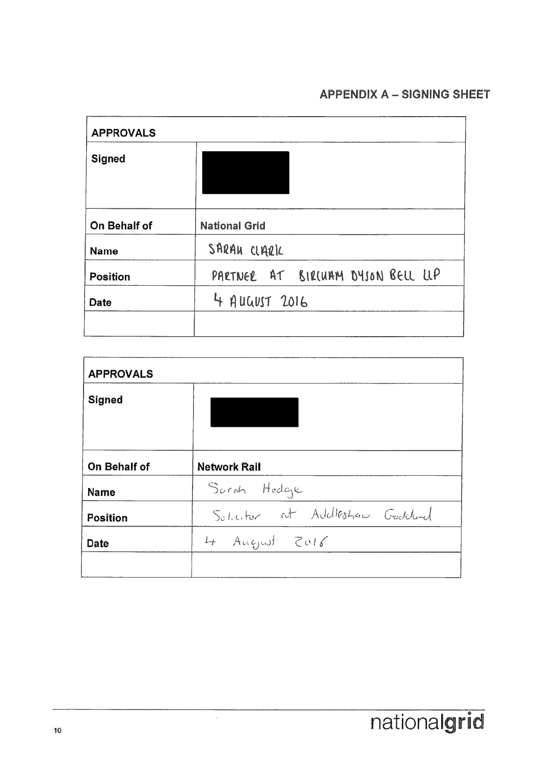## APPENDIX A – SIGNING SHEET

| APPROVALS | |
|---|---|
| **Signed** | |
| **On Behalf of** | **National Grid** |
| **Name** | SARAH CLARK |
| **Position** | PARTNER AT BIRCHAM DYSON BELL LLP |
| **Date** | 4 AUGUST 2016 |
| | |

| APPROVALS | |
|---|---|
| **Signed** | |
| **On Behalf of** | **Network Rail** |
| **Name** | Sarah Hodge |
| **Position** | Solicitor at Addleshaw Goddard |
| **Date** | 4 August 2016 |
| | |